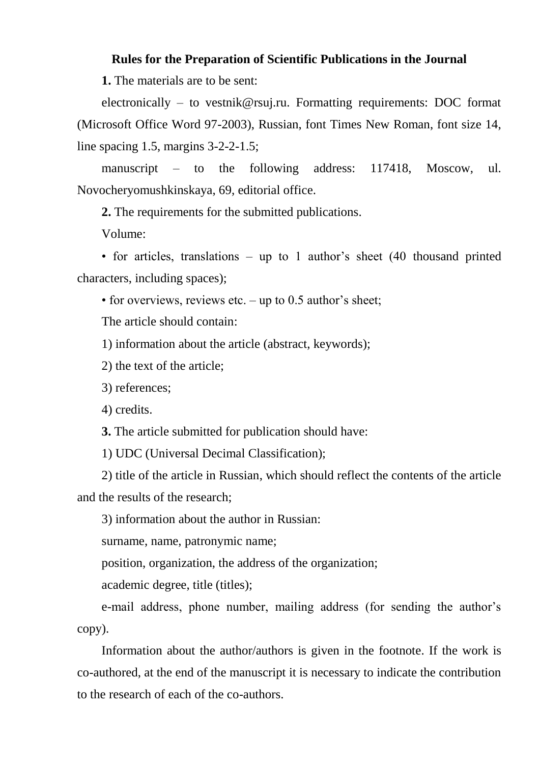# Rules for the Preparation of Scientific Publications in the Journal

**1.** The materials are to be sent:

electronically – to vestnik@rsuj.ru. Formatting requirements: DOC format (Microsoft Office Word 97-2003), Russian, font Times New Roman, font size 14, line spacing 1.5, margins 3-2-2-1.5;

manuscript – to the following address: 117418, Moscow, ul. Novocheryomushkinskaya, 69, editorial office.

**2.** The requirements for the submitted publications.

Volume:

• for articles, translations – up to 1 author's sheet (40 thousand printed characters, including spaces);

• for overviews, reviews etc. – up to 0.5 author's sheet;

The article should contain:

1) information about the article (abstract, keywords);

2) the text of the article;

3) references;

4) credits.

**3.** The article submitted for publication should have:

1) UDC (Universal Decimal Classification);

2) title of the article in Russian, which should reflect the contents of the article and the results of the research;

3) information about the author in Russian:

surname, name, patronymic name;

position, organization, the address of the organization;

academic degree, title (titles);

e-mail address, phone number, mailing address (for sending the author's copy).

Information about the author/authors is given in the footnote. If the work is co-authored, at the end of the manuscript it is necessary to indicate the contribution to the research of each of the co-authors.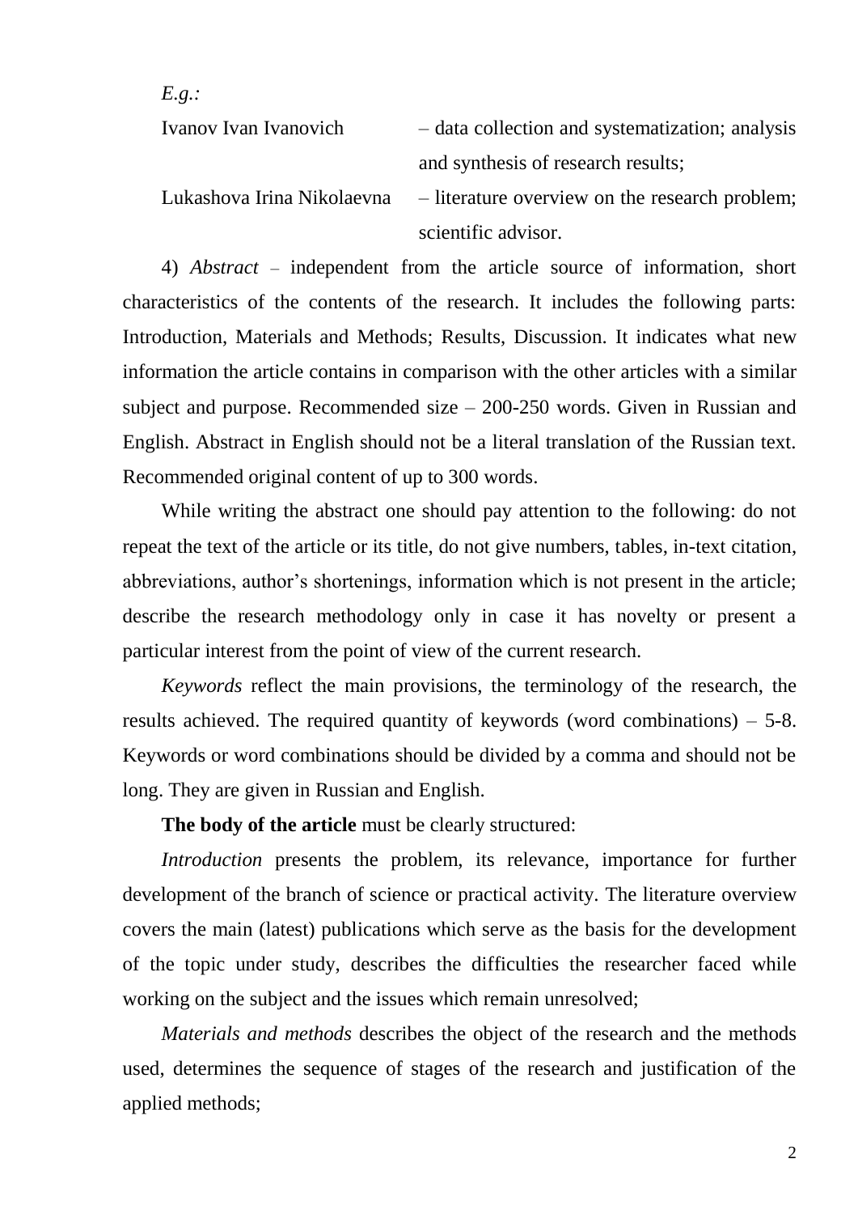*E.g.:*

Ivanov Ivan Ivanovich – data collection and systematization; analysis and synthesis of research results;

Lukashova Irina Nikolaevna – literature overview on the research problem; scientific advisor.

4) *Abstract* – independent from the article source of information, short characteristics of the contents of the research. It includes the following parts: Introduction, Materials and Methods; Results, Discussion. It indicates what new information the article contains in comparison with the other articles with a similar subject and purpose. Recommended size – 200-250 words. Given in Russian and English. Abstract in English should not be a literal translation of the Russian text. Recommended original content of up to 300 words.

While writing the abstract one should pay attention to the following: do not repeat the text of the article or its title, do not give numbers, tables, in-text citation, abbreviations, author's shortenings, information which is not present in the article; describe the research methodology only in case it has novelty or present a particular interest from the point of view of the current research.

*Keywords* reflect the main provisions, the terminology of the research, the results achieved. The required quantity of keywords (word combinations) – 5-8. Keywords or word combinations should be divided by a comma and should not be long. They are given in Russian and English.

**The body of the article** must be clearly structured:

*Introduction* presents the problem, its relevance, importance for further development of the branch of science or practical activity. The literature overview covers the main (latest) publications which serve as the basis for the development of the topic under study, describes the difficulties the researcher faced while working on the subject and the issues which remain unresolved;

*Materials and methods* describes the object of the research and the methods used, determines the sequence of stages of the research and justification of the applied methods;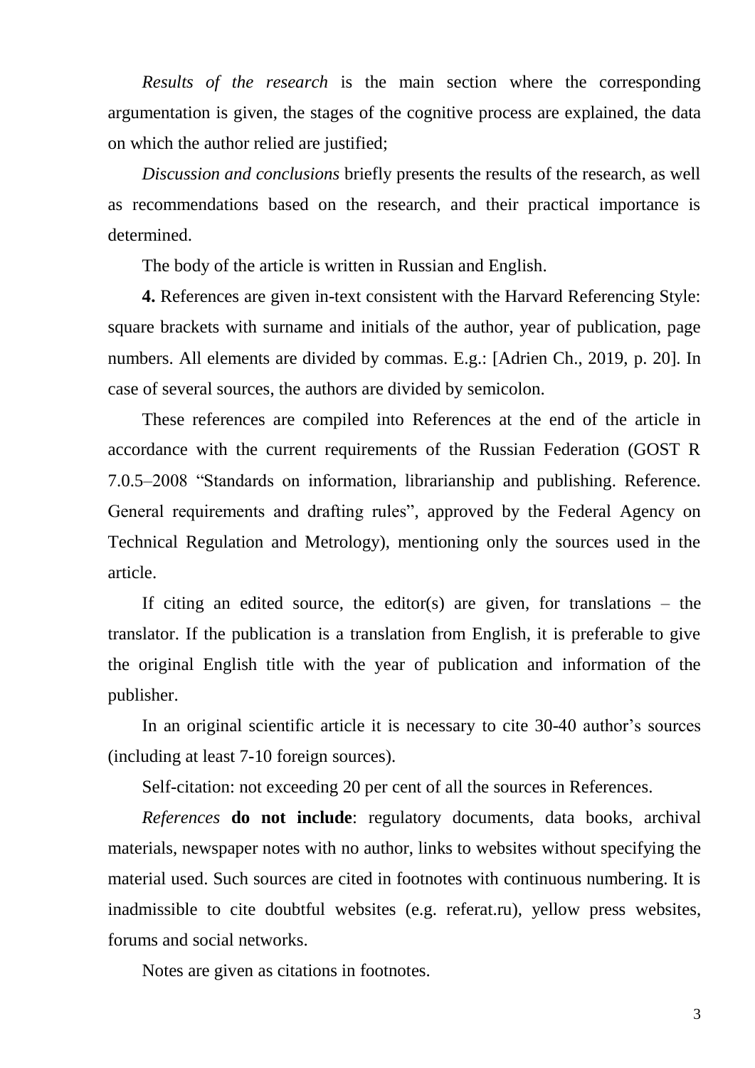*Results of the research* is the main section where the corresponding argumentation is given, the stages of the cognitive process are explained, the data on which the author relied are justified;

*Discussion and conclusions* briefly presents the results of the research, as well as recommendations based on the research, and their practical importance is determined.

The body of the article is written in Russian and English.

**4.** References are given in-text consistent with the Harvard Referencing Style: square brackets with surname and initials of the author, year of publication, page numbers. All elements are divided by commas. E.g.: [Adrien Ch., 2019, p. 20]. In case of several sources, the authors are divided by semicolon.

These references are compiled into References at the end of the article in accordance with the current requirements of the Russian Federation (GOST R 7.0.5–2008 "Standards on information, librarianship and publishing. Reference. General requirements and drafting rules", approved by the Federal Agency on Technical Regulation and Metrology), mentioning only the sources used in the article.

If citing an edited source, the editor(s) are given, for translations – the translator. If the publication is a translation from English, it is preferable to give the original English title with the year of publication and information of the publisher.

In an original scientific article it is necessary to cite 30-40 author's sources (including at least 7-10 foreign sources).

Self-citation: not exceeding 20 per cent of all the sources in References.

*References* **do not include**: regulatory documents, data books, archival materials, newspaper notes with no author, links to websites without specifying the material used. Such sources are cited in footnotes with continuous numbering. It is inadmissible to cite doubtful websites (e.g. referat.ru), yellow press websites, forums and social networks.

Notes are given as citations in footnotes.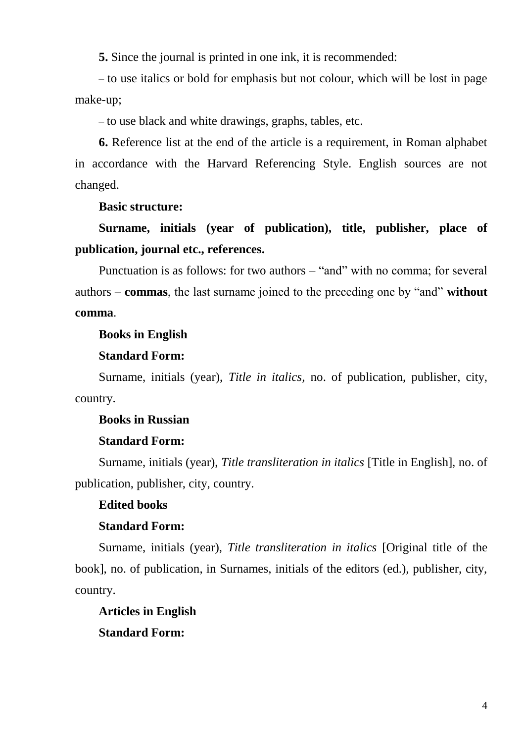**5.** Since the journal is printed in one ink, it is recommended:

– to use italics or bold for emphasis but not colour, which will be lost in page make-up;

– to use black and white drawings, graphs, tables, etc.

**6.** Reference list at the end of the article is a requirement, in Roman alphabet in accordance with the Harvard Referencing Style. English sources are not changed.

**Basic structure:**

**Surname, initials (year of publication), title, publisher, place of publication, journal etc., references.**

Punctuation is as follows: for two authors – "and" with no comma; for several authors – **commas**, the last surname joined to the preceding one by "and" **without comma**.

**Books in English**

**Standard Form:**

Surname, initials (year), *Title in italics*, no. of publication, publisher, city, country.

**Books in Russian**

**Standard Form:**

Surname, initials (year), *Title transliteration in italics* [Title in English], no. of publication, publisher, city, country.

**Edited books**

**Standard Form:**

Surname, initials (year), *Title transliteration in italics* [Original title of the book], no. of publication, in Surnames, initials of the editors (ed.), publisher, city, country.

**Articles in English**

**Standard Form:**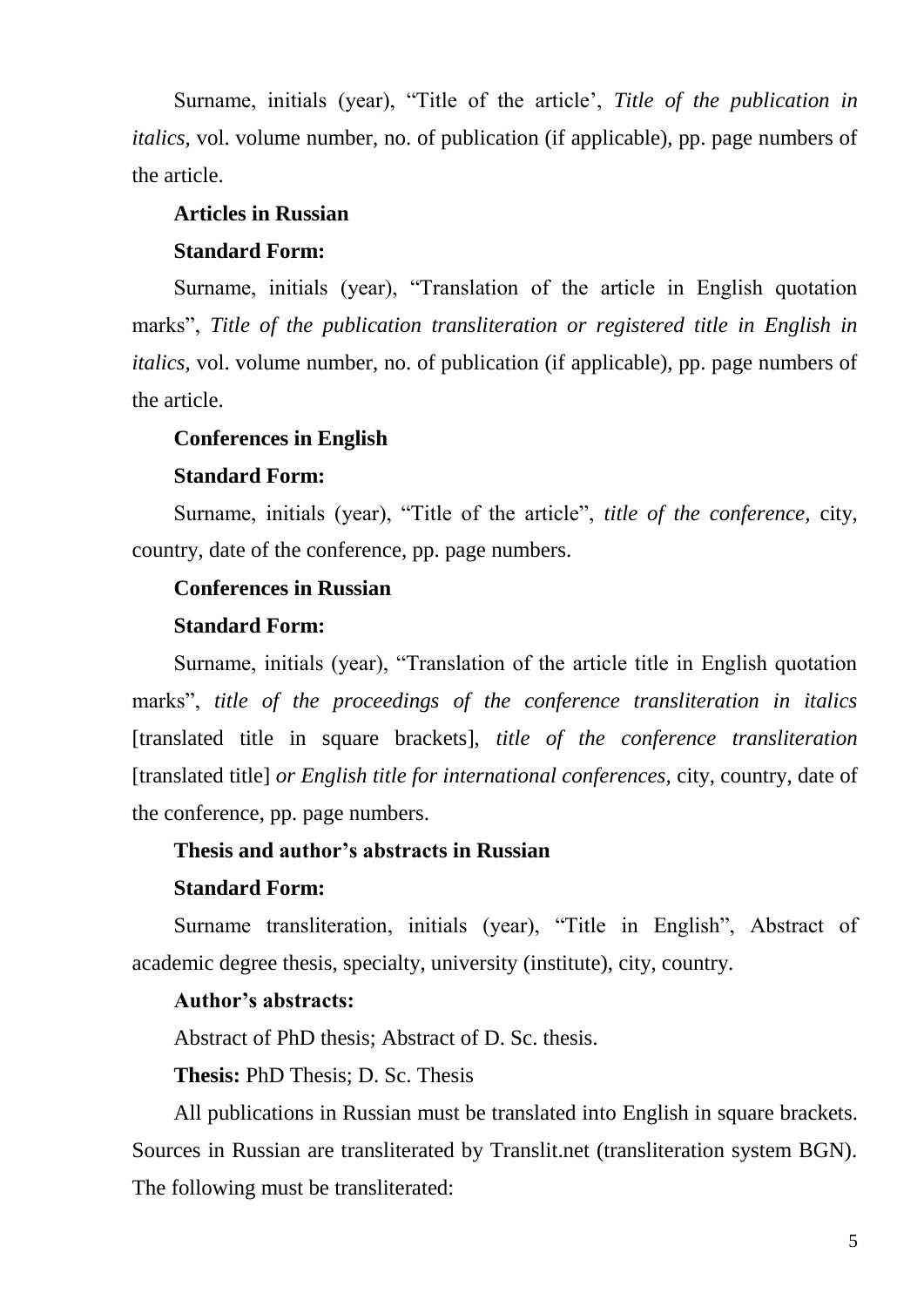Surname, initials (year), “Title of the article’, *Title of the publication in italics,* vol. volume number, no. of publication (if applicable), pp. page numbers of the article.

**Articles in Russian**

**Standard Form:**

Surname, initials (year), “Translation of the article in English quotation marks”, *Title of the publication transliteration or registered title in English in italics,* vol. volume number, no. of publication (if applicable), pp. page numbers of the article.

**Conferences in English**

**Standard Form:**

Surname, initials (year), “Title of the article”, *title of the conference,* city, country, date of the conference, pp. page numbers.

**Conferences in Russian**

**Standard Form:**

Surname, initials (year), “Translation of the article title in English quotation marks”, *title of the proceedings of the conference transliteration in italics* [translated title in square brackets], *title of the conference transliteration* [translated title] *or English title for international conferences,* city, country, date of the conference, pp. page numbers.

**Thesis and author’s abstracts in Russian**

**Standard Form:**

Surname transliteration, initials (year), “Title in English”, Abstract of academic degree thesis, specialty, university (institute), city, country.

**Author’s abstracts:**

Abstract of PhD thesis; Abstract of D. Sc. thesis.

**Thesis:** PhD Thesis; D. Sc. Thesis

All publications in Russian must be translated into English in square brackets. Sources in Russian are transliterated by Translit.net (transliteration system BGN). The following must be transliterated: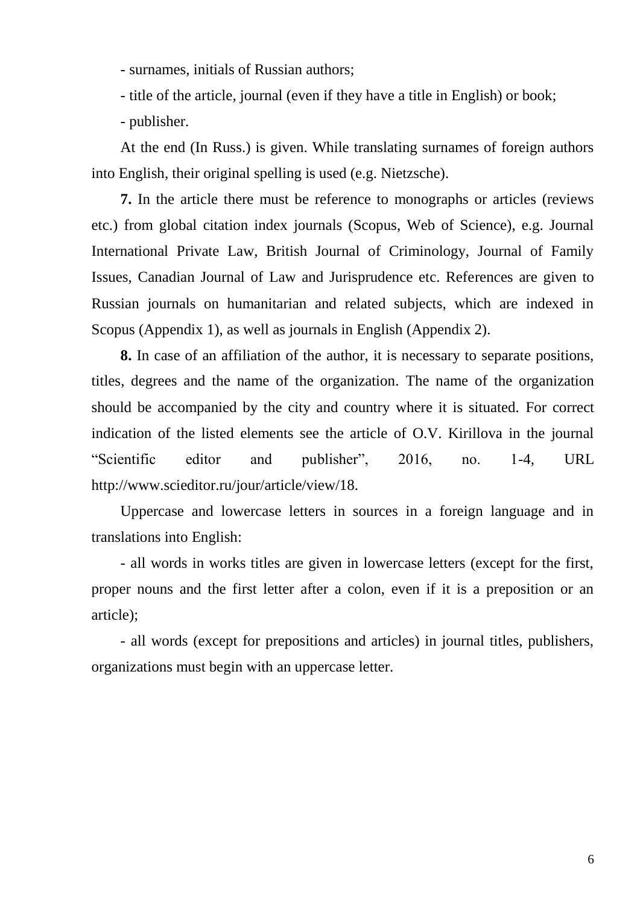- surnames, initials of Russian authors;

- title of the article, journal (even if they have a title in English) or book;

- publisher.

At the end (In Russ.) is given. While translating surnames of foreign authors into English, their original spelling is used (e.g. Nietzsche).

**7.** In the article there must be reference to monographs or articles (reviews etc.) from global citation index journals (Scopus, Web of Science), e.g. Journal International Private Law, British Journal of Criminology, Journal of Family Issues, Canadian Journal of Law and Jurisprudence etc. References are given to Russian journals on humanitarian and related subjects, which are indexed in Scopus (Appendix 1), as well as journals in English (Appendix 2).

**8.** In case of an affiliation of the author, it is necessary to separate positions, titles, degrees and the name of the organization. The name of the organization should be accompanied by the city and country where it is situated. For correct indication of the listed elements see the article of O.V. Kirillova in the journal "Scientific editor and publisher", 2016, no. 1-4, URL http://www.scieditor.ru/jour/article/view/18.

Uppercase and lowercase letters in sources in a foreign language and in translations into English:

- all words in works titles are given in lowercase letters (except for the first, proper nouns and the first letter after a colon, even if it is a preposition or an article);

- all words (except for prepositions and articles) in journal titles, publishers, organizations must begin with an uppercase letter.